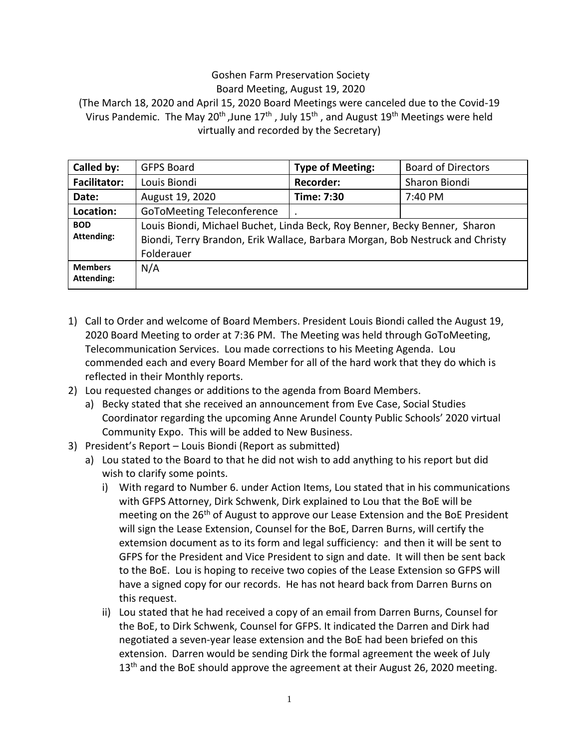Goshen Farm Preservation Society

Board Meeting, August 19, 2020

(The March 18, 2020 and April 15, 2020 Board Meetings were canceled due to the Covid-19 Virus Pandemic. The May 20th ,June 17th , July 15th , and August 19th Meetings were held virtually and recorded by the Secretary)

| **Called by:** | GFPS Board | **Type of Meeting:** | Board of Directors |
|---|---|---|---|
| **Facilitator:** | Louis Biondi | **Recorder:** | Sharon Biondi |
| **Date:** | August 19, 2020 | **Time: 7:30** | 7:40 PM |
| **Location:** | GoToMeeting Teleconference | . | |
| **BOD Attending:** | Louis Biondi, Michael Buchet, Linda Beck, Roy Benner, Becky Benner, Sharon Biondi, Terry Brandon, Erik Wallace, Barbara Morgan, Bob Nestruck and Christy Folderauer | | |
| **Members Attending:** | N/A | | |

1) Call to Order and welcome of Board Members. President Louis Biondi called the August 19, 2020 Board Meeting to order at 7:36 PM. The Meeting was held through GoToMeeting, Telecommunication Services. Lou made corrections to his Meeting Agenda. Lou commended each and every Board Member for all of the hard work that they do which is reflected in their Monthly reports.
2) Lou requested changes or additions to the agenda from Board Members.
   a) Becky stated that she received an announcement from Eve Case, Social Studies Coordinator regarding the upcoming Anne Arundel County Public Schools' 2020 virtual Community Expo. This will be added to New Business.
3) President's Report – Louis Biondi (Report as submitted)
   a) Lou stated to the Board to that he did not wish to add anything to his report but did wish to clarify some points.
      i) With regard to Number 6. under Action Items, Lou stated that in his communications with GFPS Attorney, Dirk Schwenk, Dirk explained to Lou that the BoE will be meeting on the 26th of August to approve our Lease Extension and the BoE President will sign the Lease Extension, Counsel for the BoE, Darren Burns, will certify the extemsion document as to its form and legal sufficiency: and then it will be sent to GFPS for the President and Vice President to sign and date. It will then be sent back to the BoE. Lou is hoping to receive two copies of the Lease Extension so GFPS will have a signed copy for our records. He has not heard back from Darren Burns on this request.
      ii) Lou stated that he had received a copy of an email from Darren Burns, Counsel for the BoE, to Dirk Schwenk, Counsel for GFPS. It indicated the Darren and Dirk had negotiated a seven-year lease extension and the BoE had been briefed on this extension. Darren would be sending Dirk the formal agreement the week of July 13th and the BoE should approve the agreement at their August 26, 2020 meeting.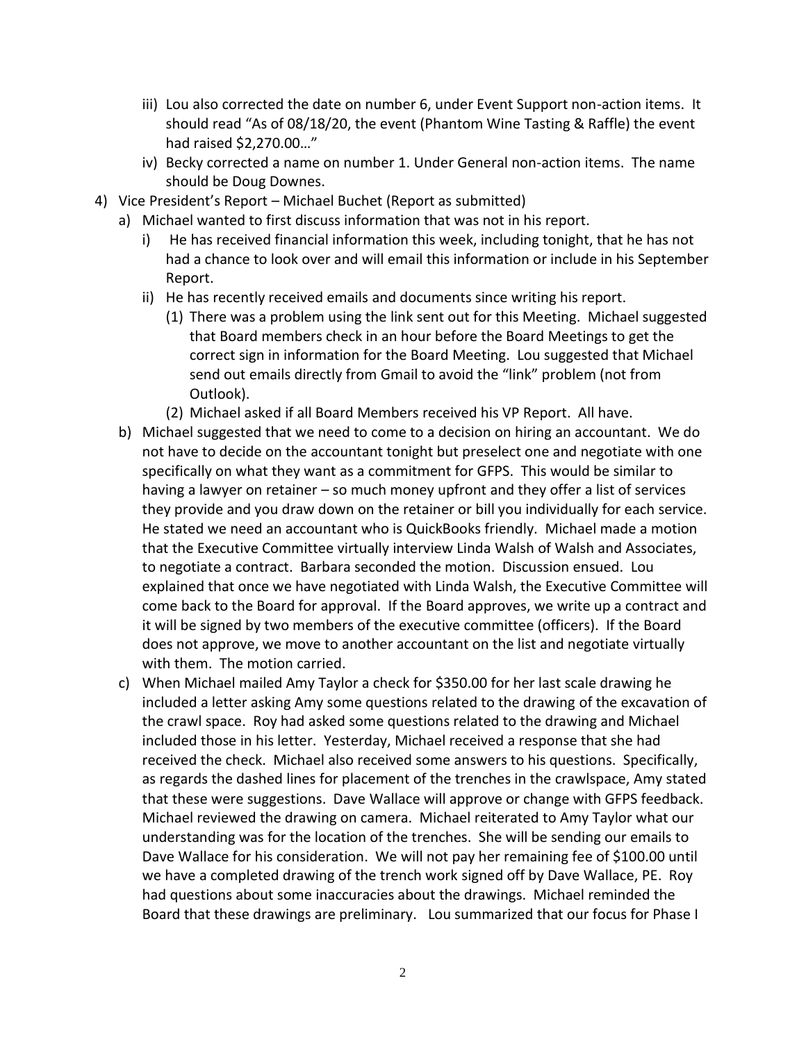iii) Lou also corrected the date on number 6, under Event Support non-action items. It should read "As of 08/18/20, the event (Phantom Wine Tasting & Raffle) the event had raised $2,270.00…"

iv) Becky corrected a name on number 1. Under General non-action items. The name should be Doug Downes.

4) Vice President's Report – Michael Buchet (Report as submitted)

   a) Michael wanted to first discuss information that was not in his report.

      i) He has received financial information this week, including tonight, that he has not had a chance to look over and will email this information or include in his September Report.

      ii) He has recently received emails and documents since writing his report.

         (1) There was a problem using the link sent out for this Meeting. Michael suggested that Board members check in an hour before the Board Meetings to get the correct sign in information for the Board Meeting. Lou suggested that Michael send out emails directly from Gmail to avoid the "link" problem (not from Outlook).

         (2) Michael asked if all Board Members received his VP Report. All have.

   b) Michael suggested that we need to come to a decision on hiring an accountant. We do not have to decide on the accountant tonight but preselect one and negotiate with one specifically on what they want as a commitment for GFPS. This would be similar to having a lawyer on retainer – so much money upfront and they offer a list of services they provide and you draw down on the retainer or bill you individually for each service. He stated we need an accountant who is QuickBooks friendly. Michael made a motion that the Executive Committee virtually interview Linda Walsh of Walsh and Associates, to negotiate a contract. Barbara seconded the motion. Discussion ensued. Lou explained that once we have negotiated with Linda Walsh, the Executive Committee will come back to the Board for approval. If the Board approves, we write up a contract and it will be signed by two members of the executive committee (officers). If the Board does not approve, we move to another accountant on the list and negotiate virtually with them. The motion carried.

   c) When Michael mailed Amy Taylor a check for $350.00 for her last scale drawing he included a letter asking Amy some questions related to the drawing of the excavation of the crawl space. Roy had asked some questions related to the drawing and Michael included those in his letter. Yesterday, Michael received a response that she had received the check. Michael also received some answers to his questions. Specifically, as regards the dashed lines for placement of the trenches in the crawlspace, Amy stated that these were suggestions. Dave Wallace will approve or change with GFPS feedback. Michael reviewed the drawing on camera. Michael reiterated to Amy Taylor what our understanding was for the location of the trenches. She will be sending our emails to Dave Wallace for his consideration. We will not pay her remaining fee of $100.00 until we have a completed drawing of the trench work signed off by Dave Wallace, PE. Roy had questions about some inaccuracies about the drawings. Michael reminded the Board that these drawings are preliminary. Lou summarized that our focus for Phase I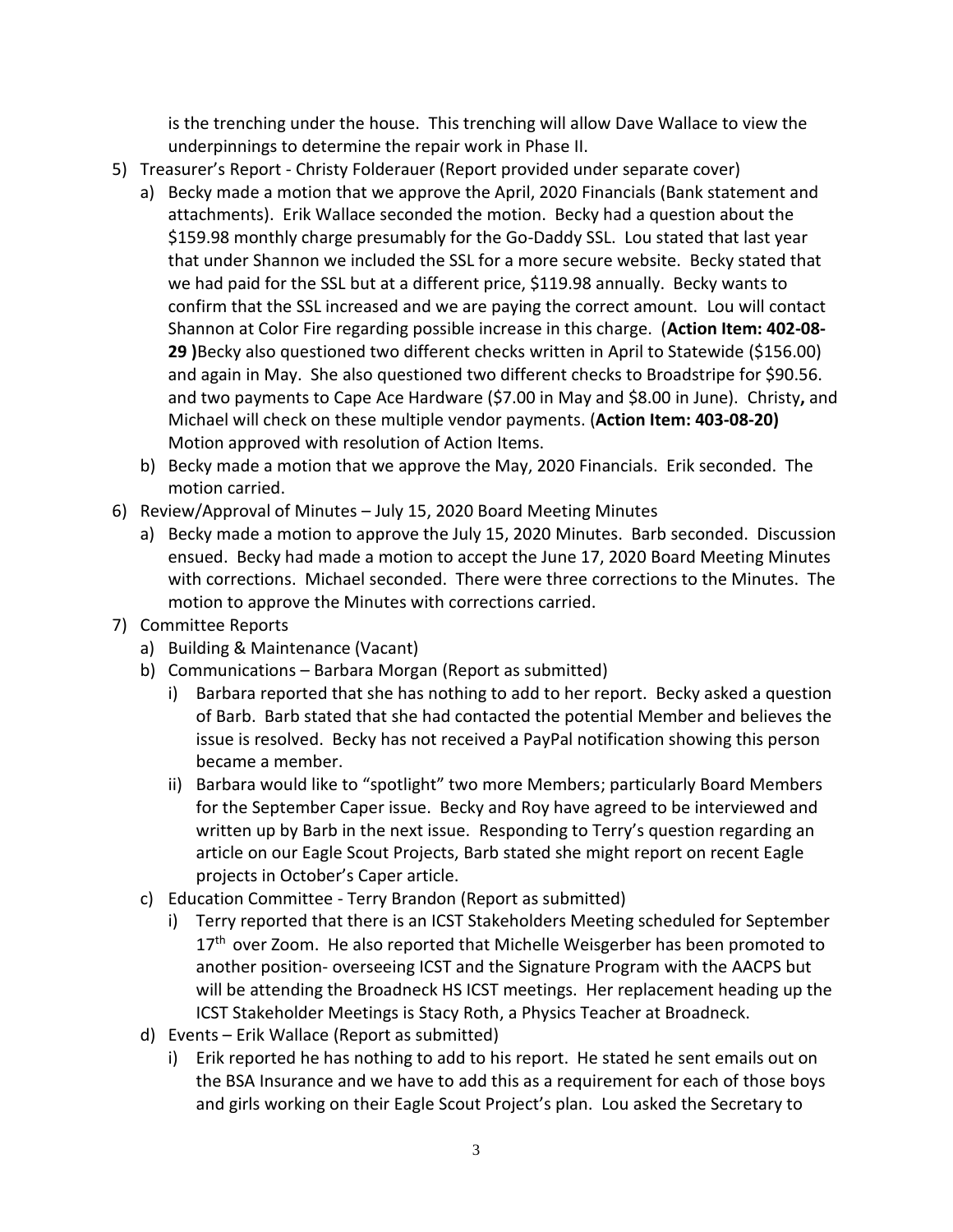is the trenching under the house. This trenching will allow Dave Wallace to view the underpinnings to determine the repair work in Phase II.

5) Treasurer's Report - Christy Folderauer (Report provided under separate cover)
   a) Becky made a motion that we approve the April, 2020 Financials (Bank statement and attachments). Erik Wallace seconded the motion. Becky had a question about the $159.98 monthly charge presumably for the Go-Daddy SSL. Lou stated that last year that under Shannon we included the SSL for a more secure website. Becky stated that we had paid for the SSL but at a different price, $119.98 annually. Becky wants to confirm that the SSL increased and we are paying the correct amount. Lou will contact Shannon at Color Fire regarding possible increase in this charge. (**Action Item: 402-08-29 )**Becky also questioned two different checks written in April to Statewide ($156.00) and again in May. She also questioned two different checks to Broadstripe for $90.56. and two payments to Cape Ace Hardware ($7.00 in May and $8.00 in June). Christy**,** and Michael will check on these multiple vendor payments. (**Action Item: 403-08-20)** Motion approved with resolution of Action Items.
   b) Becky made a motion that we approve the May, 2020 Financials. Erik seconded. The motion carried.
6) Review/Approval of Minutes – July 15, 2020 Board Meeting Minutes
   a) Becky made a motion to approve the July 15, 2020 Minutes. Barb seconded. Discussion ensued. Becky had made a motion to accept the June 17, 2020 Board Meeting Minutes with corrections. Michael seconded. There were three corrections to the Minutes. The motion to approve the Minutes with corrections carried.
7) Committee Reports
   a) Building & Maintenance (Vacant)
   b) Communications – Barbara Morgan (Report as submitted)
      i) Barbara reported that she has nothing to add to her report. Becky asked a question of Barb. Barb stated that she had contacted the potential Member and believes the issue is resolved. Becky has not received a PayPal notification showing this person became a member.
      ii) Barbara would like to "spotlight" two more Members; particularly Board Members for the September Caper issue. Becky and Roy have agreed to be interviewed and written up by Barb in the next issue. Responding to Terry's question regarding an article on our Eagle Scout Projects, Barb stated she might report on recent Eagle projects in October's Caper article.
   c) Education Committee - Terry Brandon (Report as submitted)
      i) Terry reported that there is an ICST Stakeholders Meeting scheduled for September 17th over Zoom. He also reported that Michelle Weisgerber has been promoted to another position- overseeing ICST and the Signature Program with the AACPS but will be attending the Broadneck HS ICST meetings. Her replacement heading up the ICST Stakeholder Meetings is Stacy Roth, a Physics Teacher at Broadneck.
   d) Events – Erik Wallace (Report as submitted)
      i) Erik reported he has nothing to add to his report. He stated he sent emails out on the BSA Insurance and we have to add this as a requirement for each of those boys and girls working on their Eagle Scout Project's plan. Lou asked the Secretary to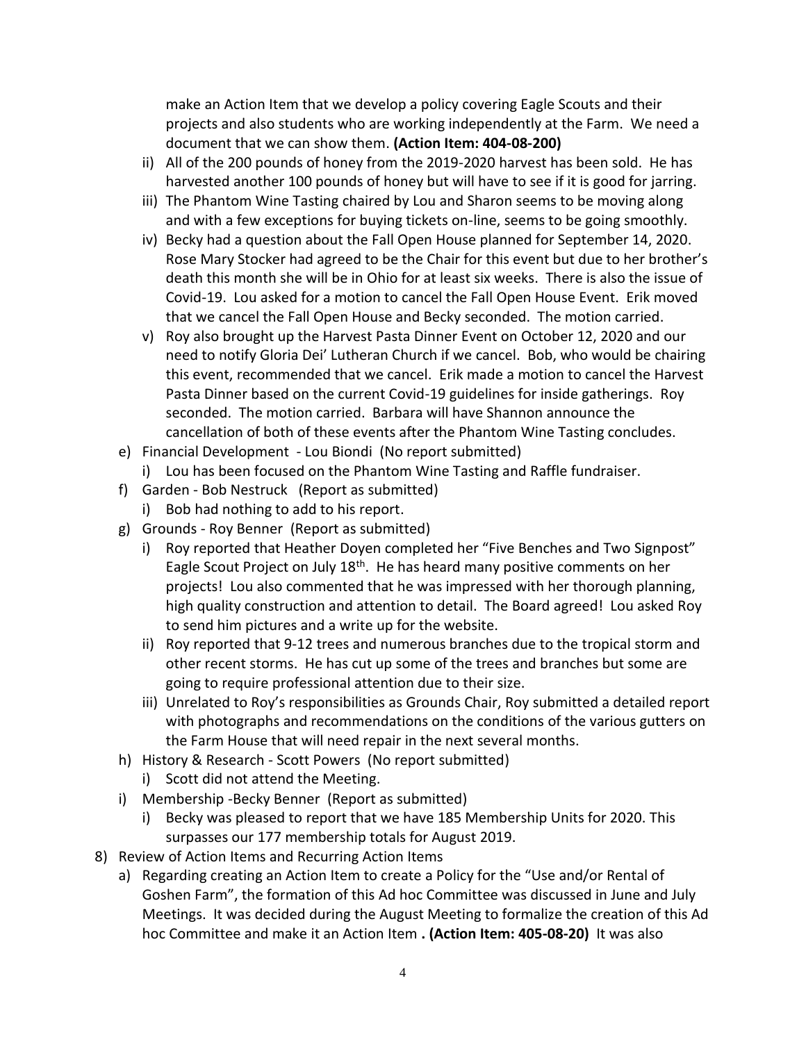make an Action Item that we develop a policy covering Eagle Scouts and their projects and also students who are working independently at the Farm. We need a document that we can show them. **(Action Item: 404-08-200)**

   ii) All of the 200 pounds of honey from the 2019-2020 harvest has been sold. He has harvested another 100 pounds of honey but will have to see if it is good for jarring.

   iii) The Phantom Wine Tasting chaired by Lou and Sharon seems to be moving along and with a few exceptions for buying tickets on-line, seems to be going smoothly.

   iv) Becky had a question about the Fall Open House planned for September 14, 2020. Rose Mary Stocker had agreed to be the Chair for this event but due to her brother's death this month she will be in Ohio for at least six weeks. There is also the issue of Covid-19. Lou asked for a motion to cancel the Fall Open House Event. Erik moved that we cancel the Fall Open House and Becky seconded. The motion carried.

   v) Roy also brought up the Harvest Pasta Dinner Event on October 12, 2020 and our need to notify Gloria Dei' Lutheran Church if we cancel. Bob, who would be chairing this event, recommended that we cancel. Erik made a motion to cancel the Harvest Pasta Dinner based on the current Covid-19 guidelines for inside gatherings. Roy seconded. The motion carried. Barbara will have Shannon announce the cancellation of both of these events after the Phantom Wine Tasting concludes.

e) Financial Development - Lou Biondi (No report submitted)
   i) Lou has been focused on the Phantom Wine Tasting and Raffle fundraiser.

f) Garden - Bob Nestruck (Report as submitted)
   i) Bob had nothing to add to his report.

g) Grounds - Roy Benner (Report as submitted)
   i) Roy reported that Heather Doyen completed her "Five Benches and Two Signpost" Eagle Scout Project on July 18th. He has heard many positive comments on her projects! Lou also commented that he was impressed with her thorough planning, high quality construction and attention to detail. The Board agreed! Lou asked Roy to send him pictures and a write up for the website.
   ii) Roy reported that 9-12 trees and numerous branches due to the tropical storm and other recent storms. He has cut up some of the trees and branches but some are going to require professional attention due to their size.
   iii) Unrelated to Roy's responsibilities as Grounds Chair, Roy submitted a detailed report with photographs and recommendations on the conditions of the various gutters on the Farm House that will need repair in the next several months.

h) History & Research - Scott Powers (No report submitted)
   i) Scott did not attend the Meeting.

i) Membership -Becky Benner (Report as submitted)
   i) Becky was pleased to report that we have 185 Membership Units for 2020. This surpasses our 177 membership totals for August 2019.

8) Review of Action Items and Recurring Action Items
   a) Regarding creating an Action Item to create a Policy for the "Use and/or Rental of Goshen Farm", the formation of this Ad hoc Committee was discussed in June and July Meetings. It was decided during the August Meeting to formalize the creation of this Ad hoc Committee and make it an Action Item **. (Action Item: 405-08-20)** It was also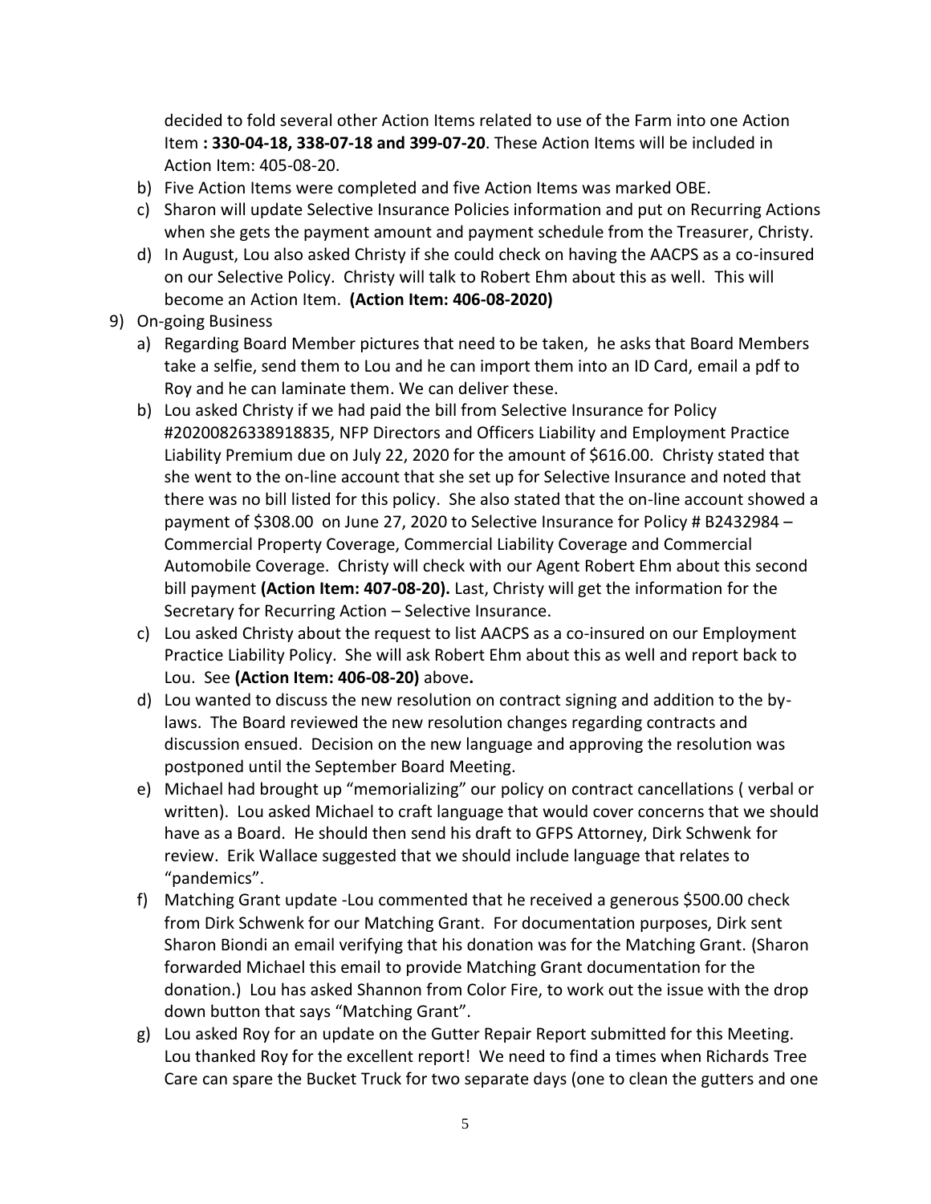decided to fold several other Action Items related to use of the Farm into one Action Item **: 330-04-18, 338-07-18 and 399-07-20**. These Action Items will be included in Action Item: 405-08-20.

b) Five Action Items were completed and five Action Items was marked OBE.
c) Sharon will update Selective Insurance Policies information and put on Recurring Actions when she gets the payment amount and payment schedule from the Treasurer, Christy.
d) In August, Lou also asked Christy if she could check on having the AACPS as a co-insured on our Selective Policy. Christy will talk to Robert Ehm about this as well. This will become an Action Item. **(Action Item: 406-08-2020)**

9) On-going Business
   a) Regarding Board Member pictures that need to be taken, he asks that Board Members take a selfie, send them to Lou and he can import them into an ID Card, email a pdf to Roy and he can laminate them. We can deliver these.
   b) Lou asked Christy if we had paid the bill from Selective Insurance for Policy #20200826338918835, NFP Directors and Officers Liability and Employment Practice Liability Premium due on July 22, 2020 for the amount of $616.00. Christy stated that she went to the on-line account that she set up for Selective Insurance and noted that there was no bill listed for this policy. She also stated that the on-line account showed a payment of $308.00 on June 27, 2020 to Selective Insurance for Policy # B2432984 – Commercial Property Coverage, Commercial Liability Coverage and Commercial Automobile Coverage. Christy will check with our Agent Robert Ehm about this second bill payment **(Action Item: 407-08-20).** Last, Christy will get the information for the Secretary for Recurring Action – Selective Insurance.
   c) Lou asked Christy about the request to list AACPS as a co-insured on our Employment Practice Liability Policy. She will ask Robert Ehm about this as well and report back to Lou. See **(Action Item: 406-08-20)** above**.**
   d) Lou wanted to discuss the new resolution on contract signing and addition to the by-laws. The Board reviewed the new resolution changes regarding contracts and discussion ensued. Decision on the new language and approving the resolution was postponed until the September Board Meeting.
   e) Michael had brought up "memorializing" our policy on contract cancellations ( verbal or written). Lou asked Michael to craft language that would cover concerns that we should have as a Board. He should then send his draft to GFPS Attorney, Dirk Schwenk for review. Erik Wallace suggested that we should include language that relates to "pandemics".
   f) Matching Grant update -Lou commented that he received a generous $500.00 check from Dirk Schwenk for our Matching Grant. For documentation purposes, Dirk sent Sharon Biondi an email verifying that his donation was for the Matching Grant. (Sharon forwarded Michael this email to provide Matching Grant documentation for the donation.) Lou has asked Shannon from Color Fire, to work out the issue with the drop down button that says "Matching Grant".
   g) Lou asked Roy for an update on the Gutter Repair Report submitted for this Meeting. Lou thanked Roy for the excellent report! We need to find a times when Richards Tree Care can spare the Bucket Truck for two separate days (one to clean the gutters and one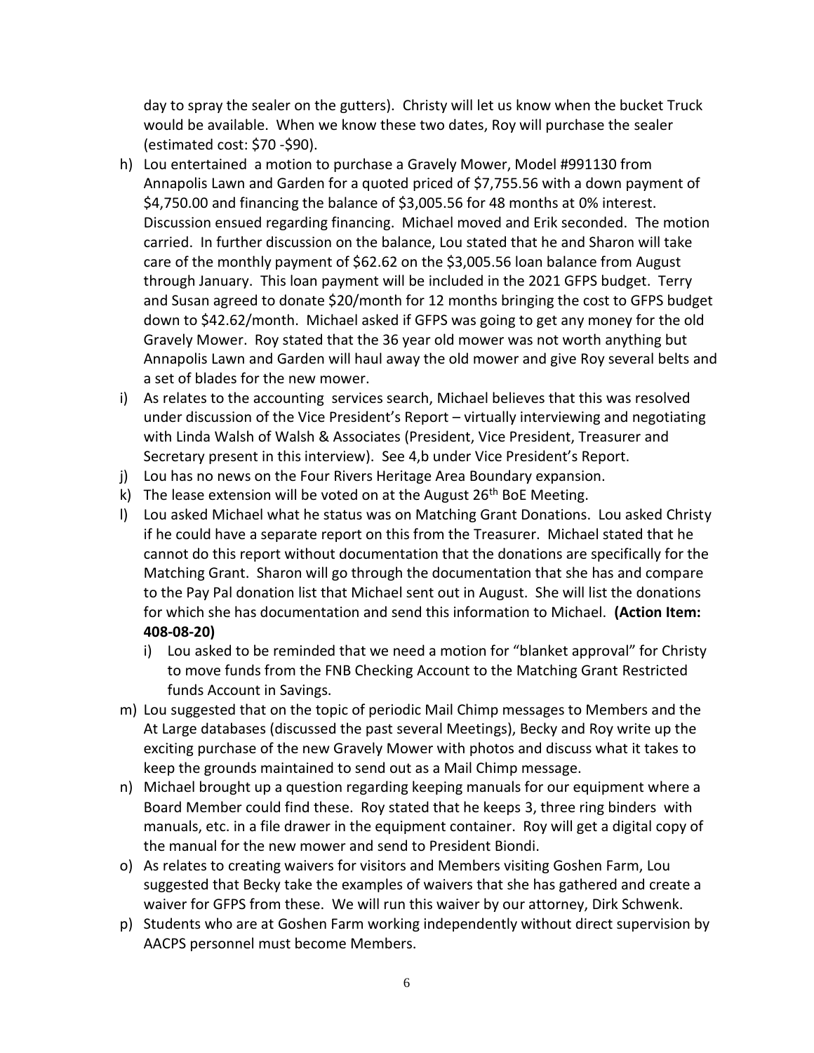day to spray the sealer on the gutters). Christy will let us know when the bucket Truck would be available. When we know these two dates, Roy will purchase the sealer (estimated cost: $70 -$90).

h) Lou entertained a motion to purchase a Gravely Mower, Model #991130 from Annapolis Lawn and Garden for a quoted priced of $7,755.56 with a down payment of $4,750.00 and financing the balance of $3,005.56 for 48 months at 0% interest. Discussion ensued regarding financing. Michael moved and Erik seconded. The motion carried. In further discussion on the balance, Lou stated that he and Sharon will take care of the monthly payment of $62.62 on the $3,005.56 loan balance from August through January. This loan payment will be included in the 2021 GFPS budget. Terry and Susan agreed to donate $20/month for 12 months bringing the cost to GFPS budget down to $42.62/month. Michael asked if GFPS was going to get any money for the old Gravely Mower. Roy stated that the 36 year old mower was not worth anything but Annapolis Lawn and Garden will haul away the old mower and give Roy several belts and a set of blades for the new mower.

i) As relates to the accounting services search, Michael believes that this was resolved under discussion of the Vice President's Report – virtually interviewing and negotiating with Linda Walsh of Walsh & Associates (President, Vice President, Treasurer and Secretary present in this interview). See 4,b under Vice President's Report.

j) Lou has no news on the Four Rivers Heritage Area Boundary expansion.

k) The lease extension will be voted on at the August 26th BoE Meeting.

l) Lou asked Michael what he status was on Matching Grant Donations. Lou asked Christy if he could have a separate report on this from the Treasurer. Michael stated that he cannot do this report without documentation that the donations are specifically for the Matching Grant. Sharon will go through the documentation that she has and compare to the Pay Pal donation list that Michael sent out in August. She will list the donations for which she has documentation and send this information to Michael. **(Action Item: 408-08-20)**

   i) Lou asked to be reminded that we need a motion for "blanket approval" for Christy to move funds from the FNB Checking Account to the Matching Grant Restricted funds Account in Savings.

m) Lou suggested that on the topic of periodic Mail Chimp messages to Members and the At Large databases (discussed the past several Meetings), Becky and Roy write up the exciting purchase of the new Gravely Mower with photos and discuss what it takes to keep the grounds maintained to send out as a Mail Chimp message.

n) Michael brought up a question regarding keeping manuals for our equipment where a Board Member could find these. Roy stated that he keeps 3, three ring binders with manuals, etc. in a file drawer in the equipment container. Roy will get a digital copy of the manual for the new mower and send to President Biondi.

o) As relates to creating waivers for visitors and Members visiting Goshen Farm, Lou suggested that Becky take the examples of waivers that she has gathered and create a waiver for GFPS from these. We will run this waiver by our attorney, Dirk Schwenk.

p) Students who are at Goshen Farm working independently without direct supervision by AACPS personnel must become Members.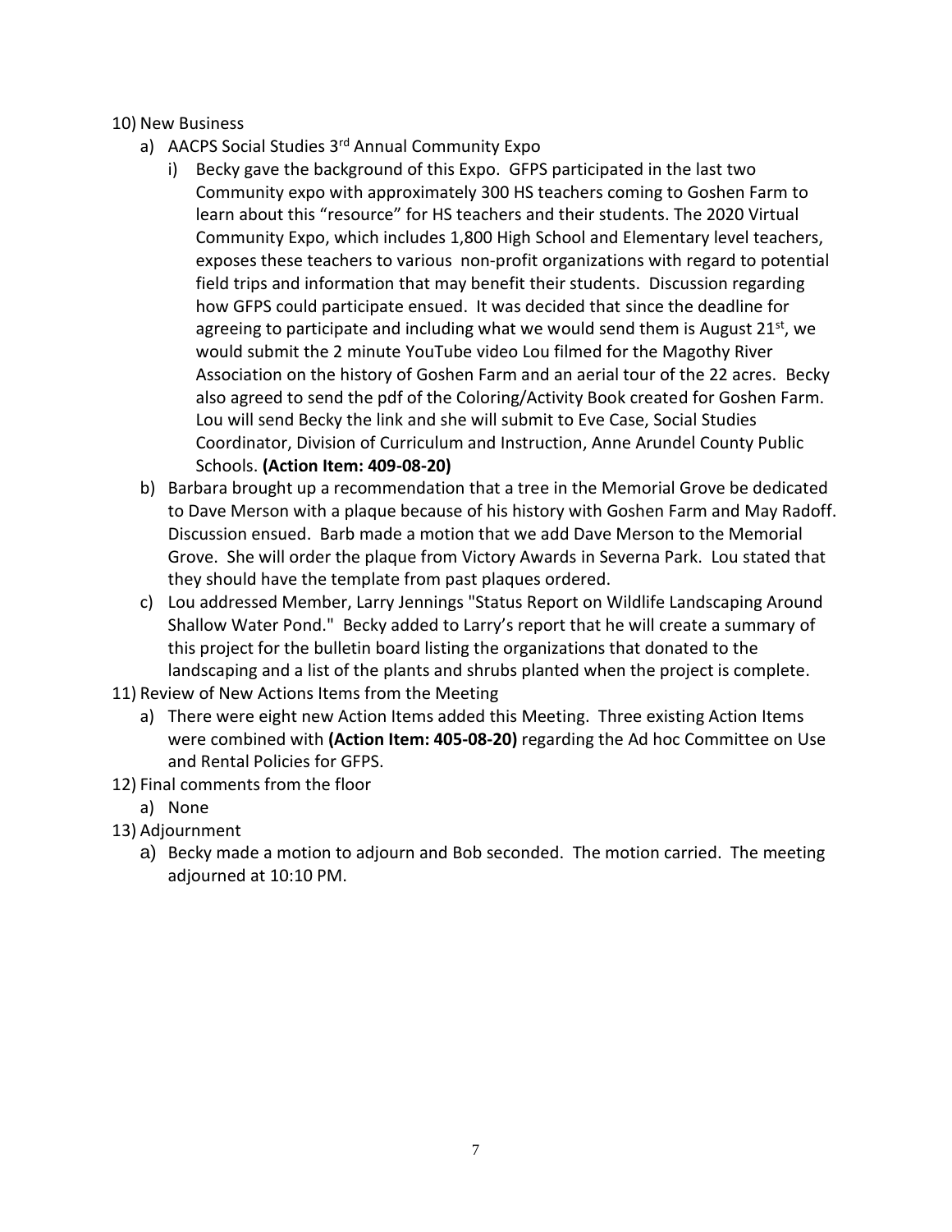10) New Business
    a) AACPS Social Studies 3rd Annual Community Expo
        i) Becky gave the background of this Expo. GFPS participated in the last two Community expo with approximately 300 HS teachers coming to Goshen Farm to learn about this "resource" for HS teachers and their students. The 2020 Virtual Community Expo, which includes 1,800 High School and Elementary level teachers, exposes these teachers to various non-profit organizations with regard to potential field trips and information that may benefit their students. Discussion regarding how GFPS could participate ensued. It was decided that since the deadline for agreeing to participate and including what we would send them is August 21st, we would submit the 2 minute YouTube video Lou filmed for the Magothy River Association on the history of Goshen Farm and an aerial tour of the 22 acres. Becky also agreed to send the pdf of the Coloring/Activity Book created for Goshen Farm. Lou will send Becky the link and she will submit to Eve Case, Social Studies Coordinator, Division of Curriculum and Instruction, Anne Arundel County Public Schools. **(Action Item: 409-08-20)**
    b) Barbara brought up a recommendation that a tree in the Memorial Grove be dedicated to Dave Merson with a plaque because of his history with Goshen Farm and May Radoff. Discussion ensued. Barb made a motion that we add Dave Merson to the Memorial Grove. She will order the plaque from Victory Awards in Severna Park. Lou stated that they should have the template from past plaques ordered.
    c) Lou addressed Member, Larry Jennings "Status Report on Wildlife Landscaping Around Shallow Water Pond." Becky added to Larry's report that he will create a summary of this project for the bulletin board listing the organizations that donated to the landscaping and a list of the plants and shrubs planted when the project is complete.
11) Review of New Actions Items from the Meeting
    a) There were eight new Action Items added this Meeting. Three existing Action Items were combined with **(Action Item: 405-08-20)** regarding the Ad hoc Committee on Use and Rental Policies for GFPS.
12) Final comments from the floor
    a) None
13) Adjournment
    a) Becky made a motion to adjourn and Bob seconded. The motion carried. The meeting adjourned at 10:10 PM.